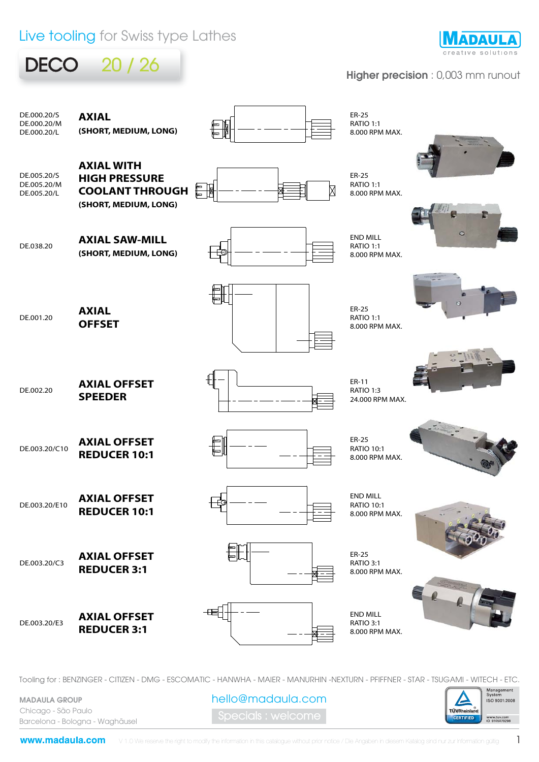# Live tooling for Swiss type Lathes

## DECO 20 / 26

**MADAULA** creative solutions

**Higher precision** : 0,003 mm runout

| | | |
|---|---|---|
| DE.000.20/S<br>DE.000.20/M<br>DE.000.20/L | **AXIAL**<br>**(SHORT, MEDIUM, LONG)** | ER-25<br>RATIO 1:1<br>8.000 RPM MAX. |
| DE.005.20/S<br>DE.005.20/M<br>DE.005.20/L | **AXIAL WITH HIGH PRESSURE COOLANT THROUGH**<br>**(SHORT, MEDIUM, LONG)** | ER-25<br>RATIO 1:1<br>8.000 RPM MAX. |
| DE.038.20 | **AXIAL SAW-MILL**<br>**(SHORT, MEDIUM, LONG)** | END MILL<br>RATIO 1:1<br>8.000 RPM MAX. |
| DE.001.20 | **AXIAL OFFSET** | ER-25<br>RATIO 1:1<br>8.000 RPM MAX. |
| DE.002.20 | **AXIAL OFFSET SPEEDER** | ER-11<br>RATIO 1:3<br>24.000 RPM MAX. |
| DE.003.20/C10 | **AXIAL OFFSET REDUCER 10:1** | ER-25<br>RATIO 10:1<br>8.000 RPM MAX. |
| DE.003.20/E10 | **AXIAL OFFSET REDUCER 10:1** | END MILL<br>RATIO 10:1<br>8.000 RPM MAX. |
| DE.003.20/C3 | **AXIAL OFFSET REDUCER 3:1** | ER-25<br>RATIO 3:1<br>8.000 RPM MAX. |
| DE.003.20/E3 | **AXIAL OFFSET REDUCER 3:1** | END MILL<br>RATIO 3:1<br>8.000 RPM MAX. |

Tooling for : BENZINGER - CITIZEN - DMG - ESCOMATIC - HANWHA - MAIER - MANURHIN -NEXTURN - PFIFFNER - STAR - TSUGAMI - WITECH - ETC.

**MADAULA GROUP**
Chicago - São Paulo
Barcelona - Bologna - Waghäusel

hello@madaula.com

Specials : welcome

TÜVRheinland CERTIFIED — Management System ISO 9001:2008 — www.tuv.com ID 9105079298

**www.madaula.com** V 1.0 We reserve the right to modify the information in this catalogue without prior notice / Die Angaben in diesem Katalog sind nur zur Information gültig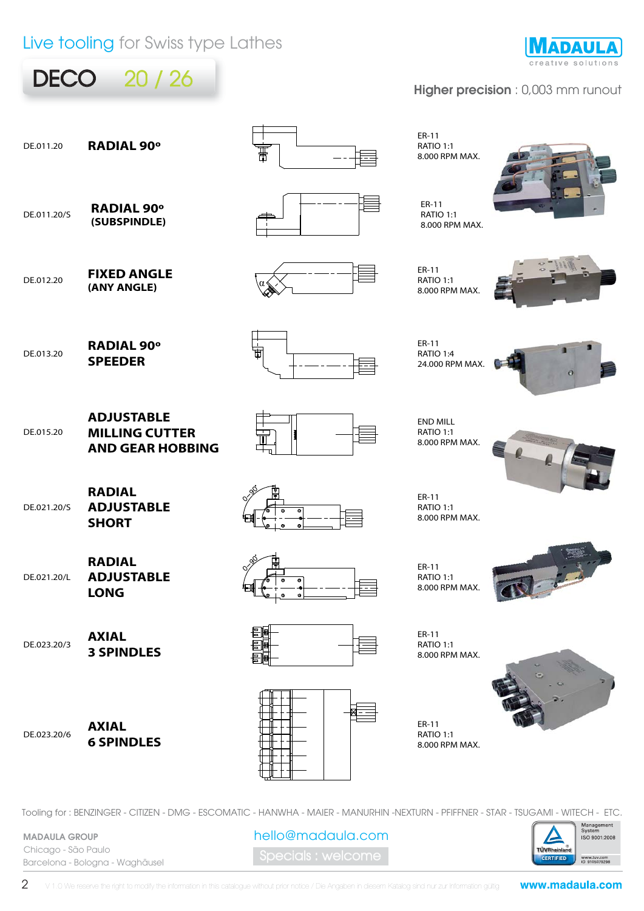# Live tooling for Swiss type Lathes

## DECO 20 / 26

**Higher precision** : 0,003 mm runout

| | | |
|---|---|---|
| DE.011.20 | **RADIAL 90º** | ER-11<br>RATIO 1:1<br>8.000 RPM MAX. |
| DE.011.20/S | **RADIAL 90º (SUBSPINDLE)** | ER-11<br>RATIO 1:1<br>8.000 RPM MAX. |
| DE.012.20 | **FIXED ANGLE (ANY ANGLE)** | ER-11<br>RATIO 1:1<br>8.000 RPM MAX. |
| DE.013.20 | **RADIAL 90º SPEEDER** | ER-11<br>RATIO 1:4<br>24.000 RPM MAX. |
| DE.015.20 | **ADJUSTABLE MILLING CUTTER AND GEAR HOBBING** | END MILL<br>RATIO 1:1<br>8.000 RPM MAX. |
| DE.021.20/S | **RADIAL ADJUSTABLE SHORT** | ER-11<br>RATIO 1:1<br>8.000 RPM MAX. |
| DE.021.20/L | **RADIAL ADJUSTABLE LONG** | ER-11<br>RATIO 1:1<br>8.000 RPM MAX. |
| DE.023.20/3 | **AXIAL 3 SPINDLES** | ER-11<br>RATIO 1:1<br>8.000 RPM MAX. |
| DE.023.20/6 | **AXIAL 6 SPINDLES** | ER-11<br>RATIO 1:1<br>8.000 RPM MAX. |

Tooling for : BENZINGER - CITIZEN - DMG - ESCOMATIC - HANWHA - MAIER - MANURHIN -NEXTURN - PFIFFNER - STAR - TSUGAMI - WITECH - ETC.

MADAULA GROUP
Chicago - São Paulo
Barcelona - Bologna - Waghäusel

hello@madaula.com
Specials : welcome

V 1.0 We reserve the right to modify the information in this catalogue without prior notice / Die Angaben in diesem Katalog sind nur zur Information gültig

www.madaula.com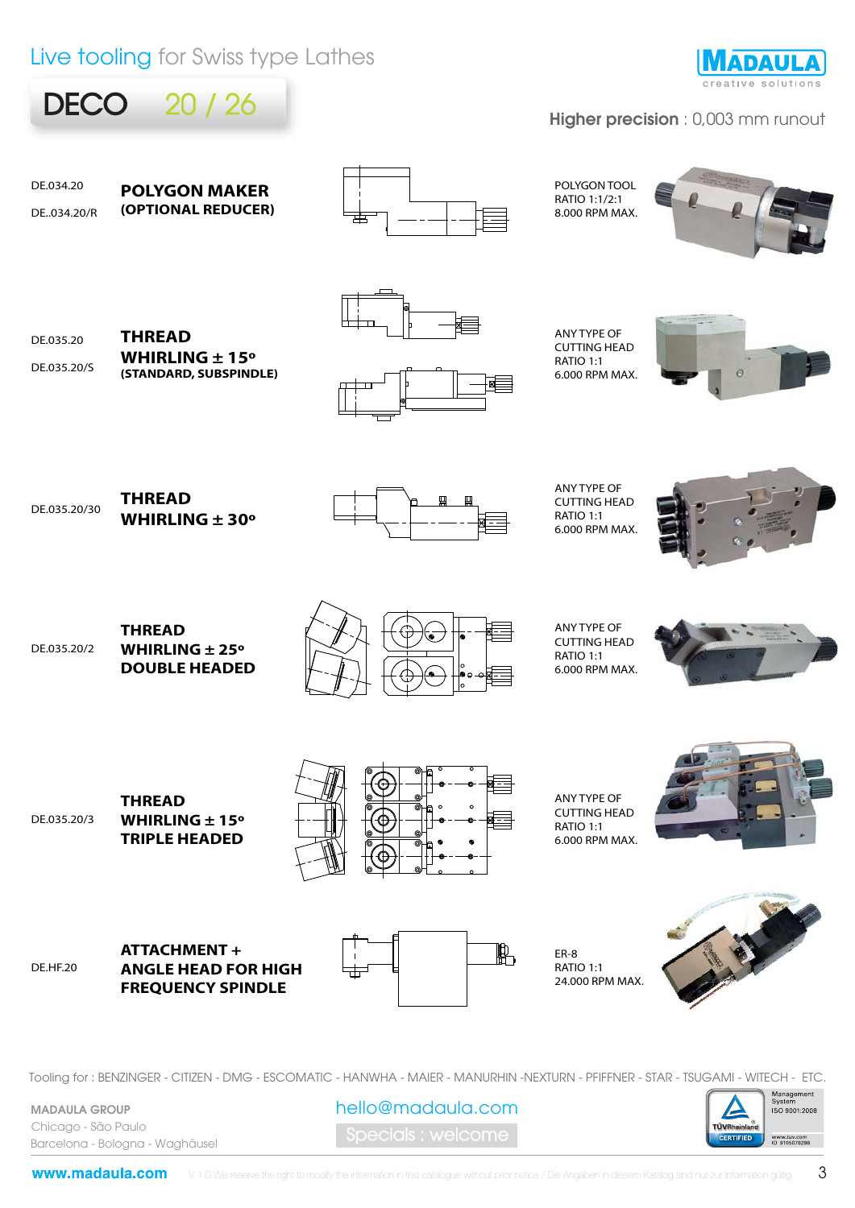# Live tooling for Swiss type Lathes

## DECO 20 / 26

MADAULA creative solutions

**Higher precision** : 0,003 mm runout

| Reference | Product | Specifications |
|---|---|---|
| DE.034.20<br>DE..034.20/R | **POLYGON MAKER (OPTIONAL REDUCER)** | POLYGON TOOL<br>RATIO 1:1/2:1<br>8.000 RPM MAX. |
| DE.035.20<br>DE.035.20/S | **THREAD WHIRLING ± 15º (STANDARD, SUBSPINDLE)** | ANY TYPE OF CUTTING HEAD<br>RATIO 1:1<br>6.000 RPM MAX. |
| DE.035.20/30 | **THREAD WHIRLING ± 30º** | ANY TYPE OF CUTTING HEAD<br>RATIO 1:1<br>6.000 RPM MAX. |
| DE.035.20/2 | **THREAD WHIRLING ± 25º DOUBLE HEADED** | ANY TYPE OF CUTTING HEAD<br>RATIO 1:1<br>6.000 RPM MAX. |
| DE.035.20/3 | **THREAD WHIRLING ± 15º TRIPLE HEADED** | ANY TYPE OF CUTTING HEAD<br>RATIO 1:1<br>6.000 RPM MAX. |
| DE.HF.20 | **ATTACHMENT + ANGLE HEAD FOR HIGH FREQUENCY SPINDLE** | ER-8<br>RATIO 1:1<br>24.000 RPM MAX. |

Tooling for : BENZINGER - CITIZEN - DMG - ESCOMATIC - HANWHA - MAIER - MANURHIN -NEXTURN - PFIFFNER - STAR - TSUGAMI - WITECH - ETC.

MADAULA GROUP
Chicago - São Paulo
Barcelona - Bologna - Waghäusel

hello@madaula.com
Specials : welcome

TÜVRheinland CERTIFIED — Management System ISO 9001:2008 — www.tuv.com ID 9105079298

www.madaula.com

V 1.0 We reserve the right to modify the information in this catalogue without prior notice / Die Angaben in diesem Katalog sind nur zur Information gültig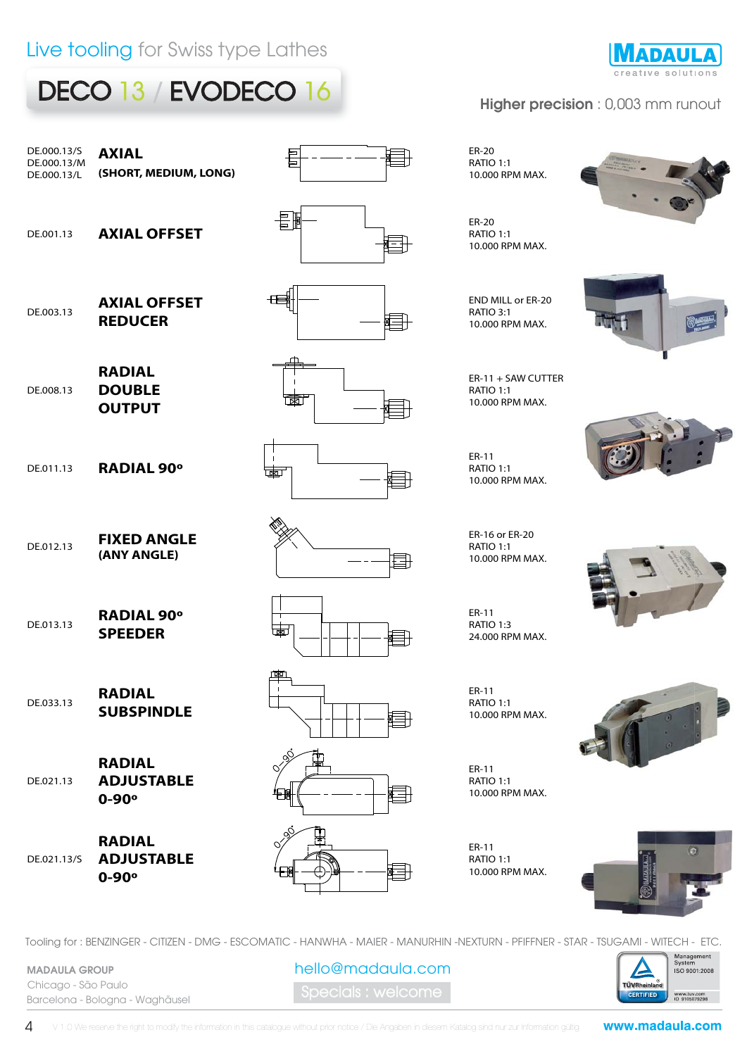Live tooling for Swiss type Lathes

# DECO 13 / EVODECO 16

MADAULA
creative solutions

**Higher precision** : 0,003 mm runout

| Reference | Type | Specifications |
|---|---|---|
| DE.000.13/S<br>DE.000.13/M<br>DE.000.13/L | **AXIAL**<br>**(SHORT, MEDIUM, LONG)** | ER-20<br>RATIO 1:1<br>10.000 RPM MAX. |
| DE.001.13 | **AXIAL OFFSET** | ER-20<br>RATIO 1:1<br>10.000 RPM MAX. |
| DE.003.13 | **AXIAL OFFSET REDUCER** | END MILL or ER-20<br>RATIO 3:1<br>10.000 RPM MAX. |
| DE.008.13 | **RADIAL DOUBLE OUTPUT** | ER-11 + SAW CUTTER<br>RATIO 1:1<br>10.000 RPM MAX. |
| DE.011.13 | **RADIAL 90º** | ER-11<br>RATIO 1:1<br>10.000 RPM MAX. |
| DE.012.13 | **FIXED ANGLE**<br>**(ANY ANGLE)** | ER-16 or ER-20<br>RATIO 1:1<br>10.000 RPM MAX. |
| DE.013.13 | **RADIAL 90º SPEEDER** | ER-11<br>RATIO 1:3<br>24.000 RPM MAX. |
| DE.033.13 | **RADIAL SUBSPINDLE** | ER-11<br>RATIO 1:1<br>10.000 RPM MAX. |
| DE.021.13 | **RADIAL ADJUSTABLE 0-90º** | ER-11<br>RATIO 1:1<br>10.000 RPM MAX. |
| DE.021.13/S | **RADIAL ADJUSTABLE 0-90º** | ER-11<br>RATIO 1:1<br>10.000 RPM MAX. |

Tooling for : BENZINGER - CITIZEN - DMG - ESCOMATIC - HANWHA - MAIER - MANURHIN -NEXTURN - PFIFFNER - STAR - TSUGAMI - WITECH - ETC.

**MADAULA GROUP**
Chicago - São Paulo
Barcelona - Bologna - Waghäusel

hello@madaula.com
Specials : welcome

Management System ISO 9001:2008
TÜVRheinland CERTIFIED
www.tuv.com ID 9105079298

V 1.0 We reserve the right to modify the information in this catalogue without prior notice / Die Angaben in diesem Katalog sind nur zur Information gültig

www.madaula.com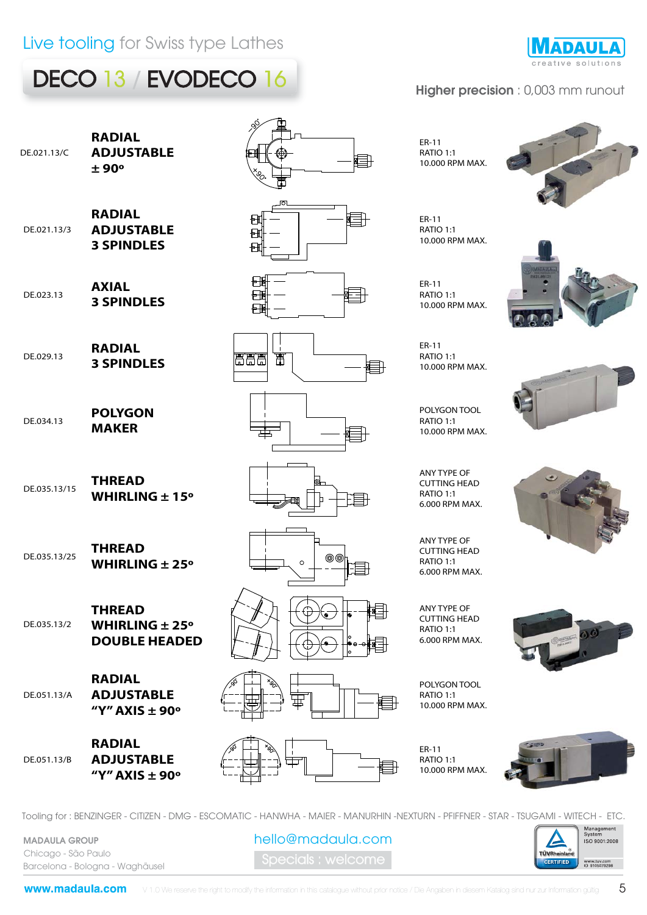Live tooling for Swiss type Lathes

# DECO 13 / EVODECO 16

MADAULA creative solutions

**Higher precision** : 0,003 mm runout

| | | |
|---|---|---|
| DE.021.13/C | **RADIAL ADJUSTABLE ± 90º** | ER-11<br>RATIO 1:1<br>10.000 RPM MAX. |
| DE.021.13/3 | **RADIAL ADJUSTABLE 3 SPINDLES** | ER-11<br>RATIO 1:1<br>10.000 RPM MAX. |
| DE.023.13 | **AXIAL 3 SPINDLES** | ER-11<br>RATIO 1:1<br>10.000 RPM MAX. |
| DE.029.13 | **RADIAL 3 SPINDLES** | ER-11<br>RATIO 1:1<br>10.000 RPM MAX. |
| DE.034.13 | **POLYGON MAKER** | POLYGON TOOL<br>RATIO 1:1<br>10.000 RPM MAX. |
| DE.035.13/15 | **THREAD WHIRLING ± 15º** | ANY TYPE OF CUTTING HEAD<br>RATIO 1:1<br>6.000 RPM MAX. |
| DE.035.13/25 | **THREAD WHIRLING ± 25º** | ANY TYPE OF CUTTING HEAD<br>RATIO 1:1<br>6.000 RPM MAX. |
| DE.035.13/2 | **THREAD WHIRLING ± 25º DOUBLE HEADED** | ANY TYPE OF CUTTING HEAD<br>RATIO 1:1<br>6.000 RPM MAX. |
| DE.051.13/A | **RADIAL ADJUSTABLE "Y" AXIS ± 90º** | POLYGON TOOL<br>RATIO 1:1<br>10.000 RPM MAX. |
| DE.051.13/B | **RADIAL ADJUSTABLE "Y" AXIS ± 90º** | ER-11<br>RATIO 1:1<br>10.000 RPM MAX. |

Tooling for : BENZINGER - CITIZEN - DMG - ESCOMATIC - HANWHA - MAIER - MANURHIN -NEXTURN - PFIFFNER - STAR - TSUGAMI - WITECH - ETC.

MADAULA GROUP
Chicago - São Paulo
Barcelona - Bologna - Waghäusel

hello@madaula.com

Specials : welcome

TÜVRheinland CERTIFIED — Management System ISO 9001:2008 — www.tuv.com ID 9105079298

www.madaula.com

V 1.0 We reserve the right to modify the information in this catalogue without prior notice / Die Angaben in diesem Katalog sind nur zur Information gültig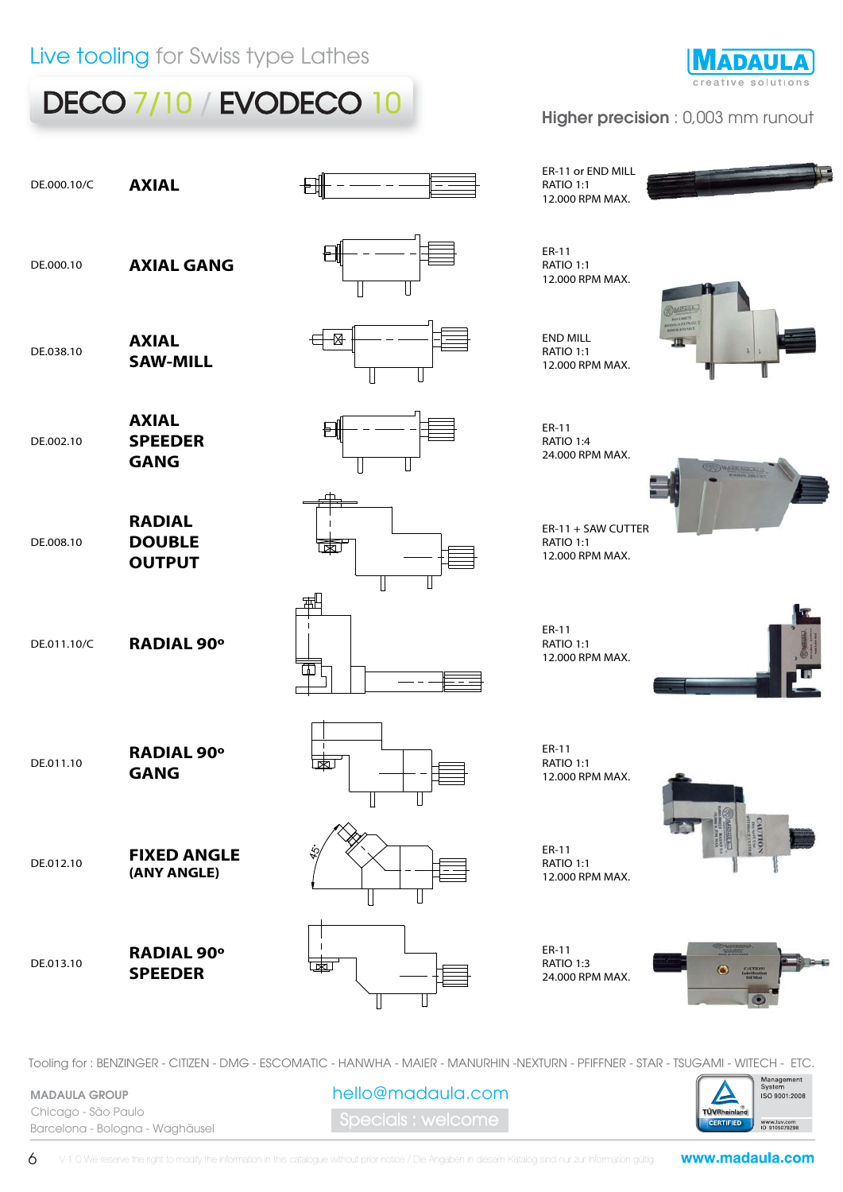Live tooling for Swiss type Lathes

# DECO 7/10 / EVODECO 10

MADAULA creative solutions

**Higher precision** : 0,003 mm runout

| | | |
|---|---|---|
| DE.000.10/C | **AXIAL** | ER-11 or END MILL<br>RATIO 1:1<br>12.000 RPM MAX. |
| DE.000.10 | **AXIAL GANG** | ER-11<br>RATIO 1:1<br>12.000 RPM MAX. |
| DE.038.10 | **AXIAL SAW-MILL** | END MILL<br>RATIO 1:1<br>12.000 RPM MAX. |
| DE.002.10 | **AXIAL SPEEDER GANG** | ER-11<br>RATIO 1:4<br>24.000 RPM MAX. |
| DE.008.10 | **RADIAL DOUBLE OUTPUT** | ER-11 + SAW CUTTER<br>RATIO 1:1<br>12.000 RPM MAX. |
| DE.011.10/C | **RADIAL 90º** | ER-11<br>RATIO 1:1<br>12.000 RPM MAX. |
| DE.011.10 | **RADIAL 90º GANG** | ER-11<br>RATIO 1:1<br>12.000 RPM MAX. |
| DE.012.10 | **FIXED ANGLE (ANY ANGLE)** | ER-11<br>RATIO 1:1<br>12.000 RPM MAX. |
| DE.013.10 | **RADIAL 90º SPEEDER** | ER-11<br>RATIO 1:3<br>24.000 RPM MAX. |

Tooling for : BENZINGER - CITIZEN - DMG - ESCOMATIC - HANWHA - MAIER - MANURHIN -NEXTURN - PFIFFNER - STAR - TSUGAMI - WITECH - ETC.

MADAULA GROUP
Chicago - São Paulo
Barcelona - Bologna - Waghäusel

hello@madaula.com

Specials : welcome

TÜVRheinland CERTIFIED Management System ISO 9001:2008 www.tuv.com ID 9105079298

V 1.0 We reserve the right to modify the information in this catalogue without prior notice / Die Angaben in diesem Katalog sind nur zur Information gültig

www.madaula.com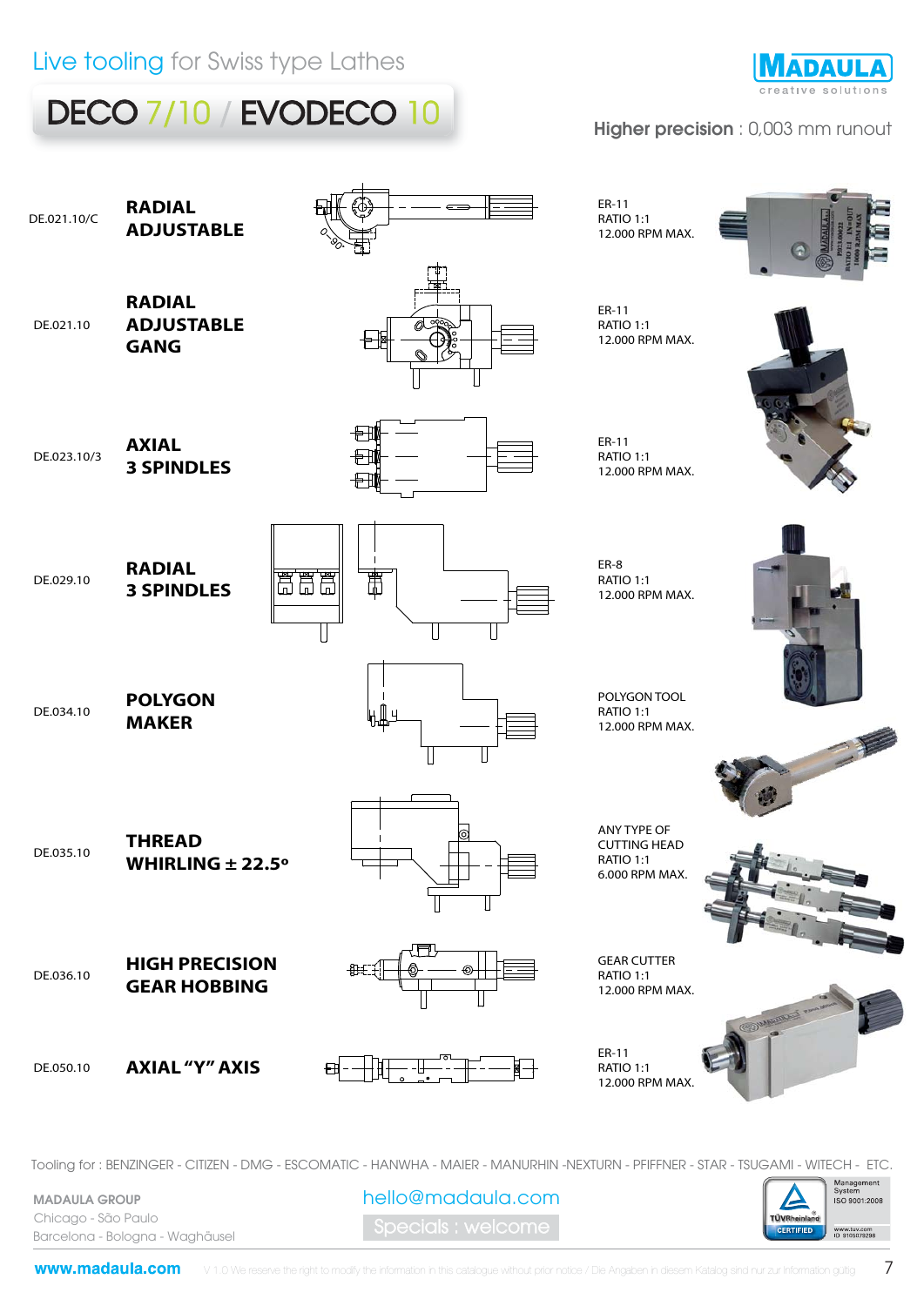Live tooling for Swiss type Lathes

# DECO 7/10 / EVODECO 10

MADAULA
creative solutions

**Higher precision** : 0,003 mm runout

| | | |
|---|---|---|
| DE.021.10/C | **RADIAL ADJUSTABLE** | ER-11<br>RATIO 1:1<br>12.000 RPM MAX. |
| DE.021.10 | **RADIAL ADJUSTABLE GANG** | ER-11<br>RATIO 1:1<br>12.000 RPM MAX. |
| DE.023.10/3 | **AXIAL 3 SPINDLES** | ER-11<br>RATIO 1:1<br>12.000 RPM MAX. |
| DE.029.10 | **RADIAL 3 SPINDLES** | ER-8<br>RATIO 1:1<br>12.000 RPM MAX. |
| DE.034.10 | **POLYGON MAKER** | POLYGON TOOL<br>RATIO 1:1<br>12.000 RPM MAX. |
| DE.035.10 | **THREAD WHIRLING ± 22.5º** | ANY TYPE OF CUTTING HEAD<br>RATIO 1:1<br>6.000 RPM MAX. |
| DE.036.10 | **HIGH PRECISION GEAR HOBBING** | GEAR CUTTER<br>RATIO 1:1<br>12.000 RPM MAX. |
| DE.050.10 | **AXIAL "Y" AXIS** | ER-11<br>RATIO 1:1<br>12.000 RPM MAX. |

0~90°

Tooling for : BENZINGER - CITIZEN - DMG - ESCOMATIC - HANWHA - MAIER - MANURHIN -NEXTURN - PFIFFNER - STAR - TSUGAMI - WITECH - ETC.

**MADAULA GROUP**
Chicago - São Paulo
Barcelona - Bologna - Waghäusel

hello@madaula.com
Specials : welcome

Management System ISO 9001:2008
TÜVRheinland CERTIFIED
www.tuv.com ID 9105079298

www.madaula.com
V 1.0 We reserve the right to modify the information in this catalogue without prior notice / Die Angaben in diesem Katalog sind nur zur Information gültig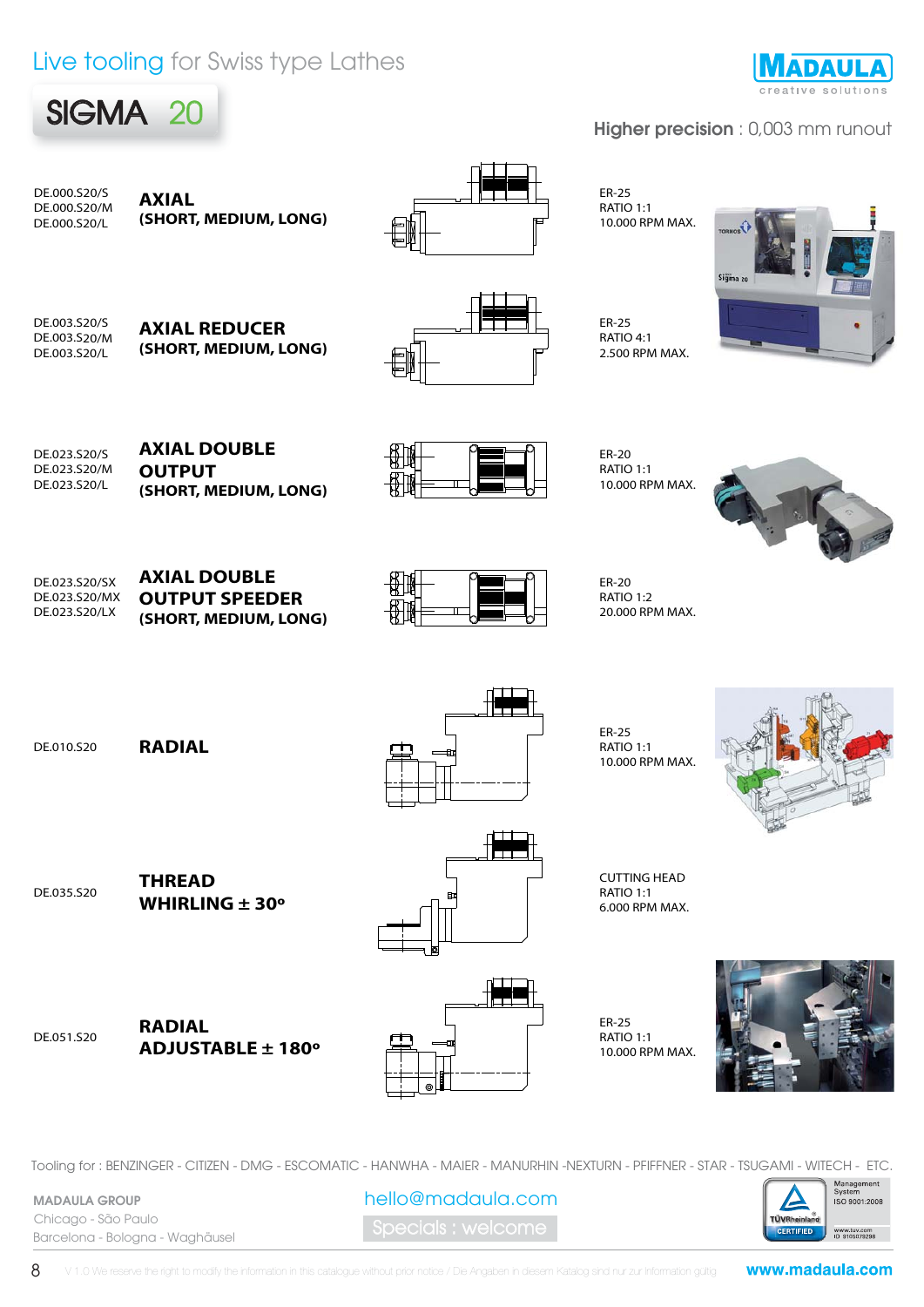# Live tooling for Swiss type Lathes

## SIGMA 20

MADAULA creative solutions

**Higher precision** : 0,003 mm runout

| Reference | Type | Specifications |
|---|---|---|
| DE.000.S20/S<br>DE.000.S20/M<br>DE.000.S20/L | **AXIAL (SHORT, MEDIUM, LONG)** | ER-25<br>RATIO 1:1<br>10.000 RPM MAX. |
| DE.003.S20/S<br>DE.003.S20/M<br>DE.003.S20/L | **AXIAL REDUCER (SHORT, MEDIUM, LONG)** | ER-25<br>RATIO 4:1<br>2.500 RPM MAX. |
| DE.023.S20/S<br>DE.023.S20/M<br>DE.023.S20/L | **AXIAL DOUBLE OUTPUT (SHORT, MEDIUM, LONG)** | ER-20<br>RATIO 1:1<br>10.000 RPM MAX. |
| DE.023.S20/SX<br>DE.023.S20/MX<br>DE.023.S20/LX | **AXIAL DOUBLE OUTPUT SPEEDER (SHORT, MEDIUM, LONG)** | ER-20<br>RATIO 1:2<br>20.000 RPM MAX. |
| DE.010.S20 | **RADIAL** | ER-25<br>RATIO 1:1<br>10.000 RPM MAX. |
| DE.035.S20 | **THREAD WHIRLING ± 30º** | CUTTING HEAD<br>RATIO 1:1<br>6.000 RPM MAX. |
| DE.051.S20 | **RADIAL ADJUSTABLE ± 180º** | ER-25<br>RATIO 1:1<br>10.000 RPM MAX. |

Tooling for : BENZINGER - CITIZEN - DMG - ESCOMATIC - HANWHA - MAIER - MANURHIN -NEXTURN - PFIFFNER - STAR - TSUGAMI - WITECH - ETC.

**MADAULA GROUP**
Chicago - São Paulo
Barcelona - Bologna - Waghäusel

hello@madaula.com

Specials : welcome

TÜV Rheinland CERTIFIED — Management System ISO 9001:2008 — www.tuv.com ID 9105079298

V 1.0 We reserve the right to modify the information in this catalogue without prior notice / Die Angaben in diesem Katalog sind nur zur Information gültig

www.madaula.com